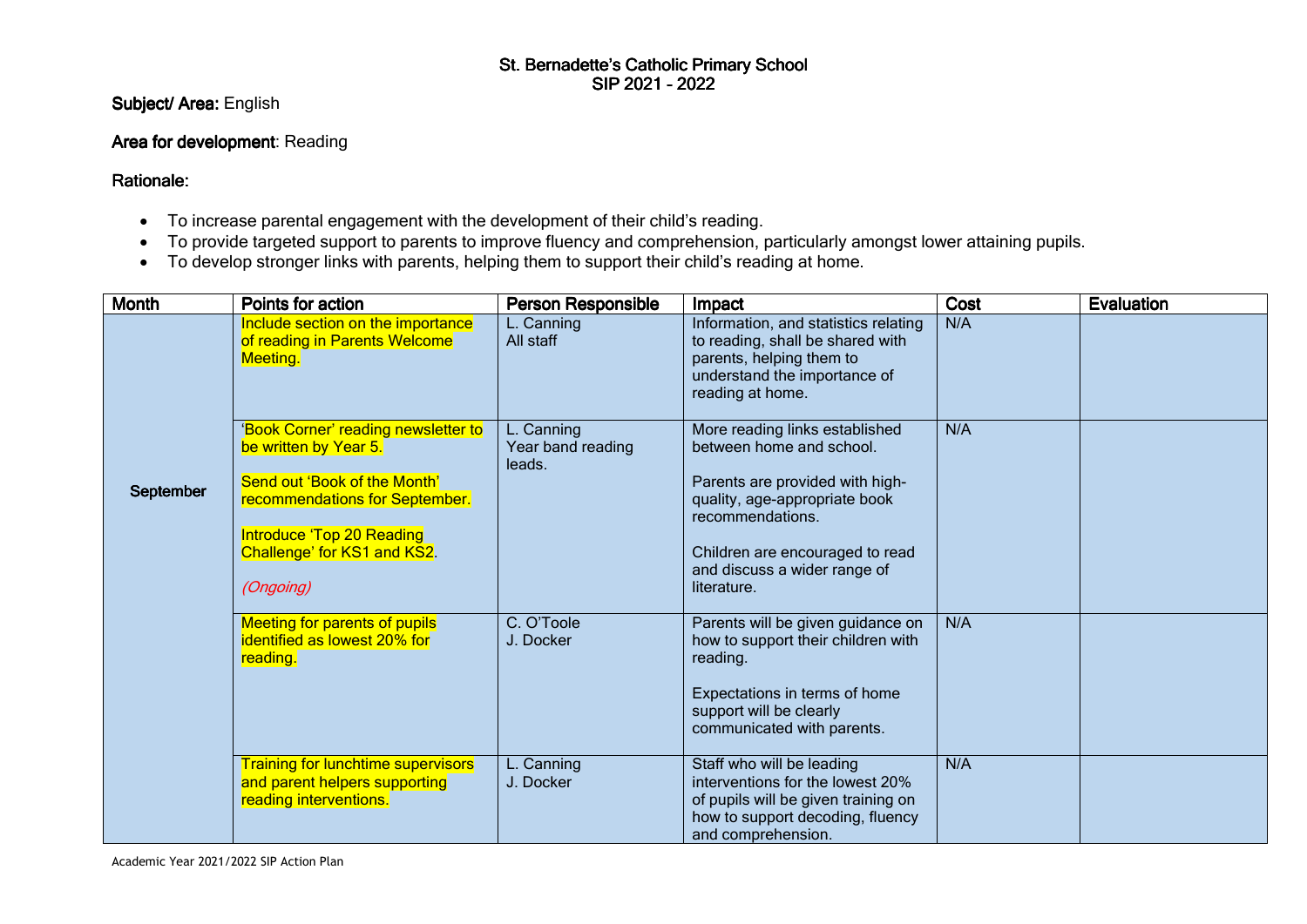# St. Bernadette's Catholic Primary School
## SIP 2021 - 2022

**Subject/ Area:** English

**Area for development**: Reading

**Rationale:**

- To increase parental engagement with the development of their child's reading.
- To provide targeted support to parents to improve fluency and comprehension, particularly amongst lower attaining pupils.
- To develop stronger links with parents, helping them to support their child's reading at home.

| Month | Points for action | Person Responsible | Impact | Cost | Evaluation |
|---|---|---|---|---|---|
| September | Include section on the importance of reading in Parents Welcome Meeting. | L. Canning<br>All staff | Information, and statistics relating to reading, shall be shared with parents, helping them to understand the importance of reading at home. | N/A | |
| | 'Book Corner' reading newsletter to be written by Year 5.<br><br>Send out 'Book of the Month' recommendations for September.<br><br>Introduce 'Top 20 Reading Challenge' for KS1 and KS2.<br><br>*(Ongoing)* | L. Canning<br>Year band reading leads. | More reading links established between home and school.<br><br>Parents are provided with high-quality, age-appropriate book recommendations.<br><br>Children are encouraged to read and discuss a wider range of literature. | N/A | |
| | Meeting for parents of pupils identified as lowest 20% for reading. | C. O'Toole<br>J. Docker | Parents will be given guidance on how to support their children with reading.<br><br>Expectations in terms of home support will be clearly communicated with parents. | N/A | |
| | Training for lunchtime supervisors and parent helpers supporting reading interventions. | L. Canning<br>J. Docker | Staff who will be leading interventions for the lowest 20% of pupils will be given training on how to support decoding, fluency and comprehension. | N/A | |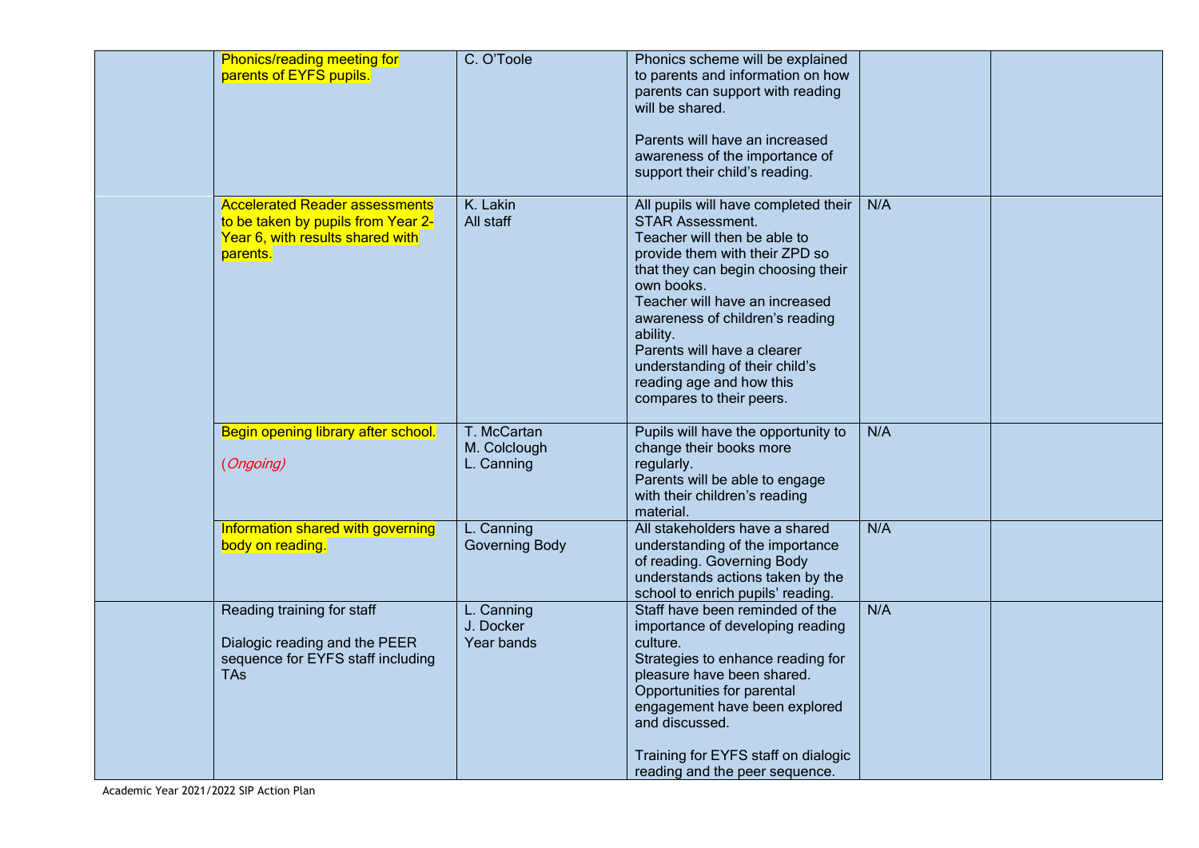| | | | | | |
|---|---|---|---|---|---|
| | Phonics/reading meeting for parents of EYFS pupils. | C. O'Toole | Phonics scheme will be explained to parents and information on how parents can support with reading will be shared.<br><br>Parents will have an increased awareness of the importance of support their child's reading. | | |
| | Accelerated Reader assessments to be taken by pupils from Year 2-Year 6, with results shared with parents. | K. Lakin<br>All staff | All pupils will have completed their STAR Assessment.<br>Teacher will then be able to provide them with their ZPD so that they can begin choosing their own books.<br>Teacher will have an increased awareness of children's reading ability.<br>Parents will have a clearer understanding of their child's reading age and how this compares to their peers. | N/A | |
| | Begin opening library after school.<br><br>*(Ongoing)* | T. McCartan<br>M. Colclough<br>L. Canning | Pupils will have the opportunity to change their books more regularly.<br>Parents will be able to engage with their children's reading material. | N/A | |
| | Information shared with governing body on reading. | L. Canning<br>Governing Body | All stakeholders have a shared understanding of the importance of reading. Governing Body understands actions taken by the school to enrich pupils' reading. | N/A | |
| | Reading training for staff<br><br>Dialogic reading and the PEER sequence for EYFS staff including TAs | L. Canning<br>J. Docker<br>Year bands | Staff have been reminded of the importance of developing reading culture.<br>Strategies to enhance reading for pleasure have been shared.<br>Opportunities for parental engagement have been explored and discussed.<br><br>Training for EYFS staff on dialogic reading and the peer sequence. | N/A | |

Academic Year 2021/2022 SIP Action Plan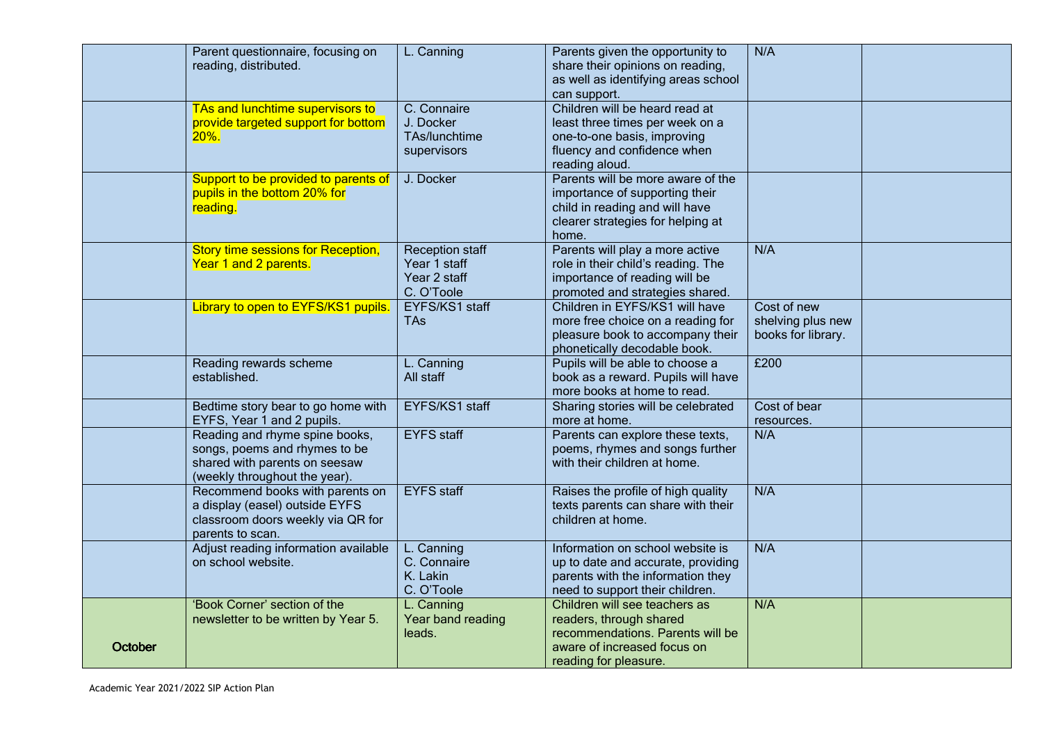| | | | | | |
|---|---|---|---|---|---|
| | Parent questionnaire, focusing on reading, distributed. | L. Canning | Parents given the opportunity to share their opinions on reading, as well as identifying areas school can support. | N/A | |
| | TAs and lunchtime supervisors to provide targeted support for bottom 20%. | C. Connaire<br>J. Docker<br>TAs/lunchtime supervisors | Children will be heard read at least three times per week on a one-to-one basis, improving fluency and confidence when reading aloud. | | |
| | Support to be provided to parents of pupils in the bottom 20% for reading. | J. Docker | Parents will be more aware of the importance of supporting their child in reading and will have clearer strategies for helping at home. | | |
| | Story time sessions for Reception, Year 1 and 2 parents. | Reception staff<br>Year 1 staff<br>Year 2 staff<br>C. O'Toole | Parents will play a more active role in their child's reading. The importance of reading will be promoted and strategies shared. | N/A | |
| | Library to open to EYFS/KS1 pupils. | EYFS/KS1 staff<br>TAs | Children in EYFS/KS1 will have more free choice on a reading for pleasure book to accompany their phonetically decodable book. | Cost of new shelving plus new books for library. | |
| | Reading rewards scheme established. | L. Canning<br>All staff | Pupils will be able to choose a book as a reward. Pupils will have more books at home to read. | £200 | |
| | Bedtime story bear to go home with EYFS, Year 1 and 2 pupils. | EYFS/KS1 staff | Sharing stories will be celebrated more at home. | Cost of bear resources. | |
| | Reading and rhyme spine books, songs, poems and rhymes to be shared with parents on seesaw (weekly throughout the year). | EYFS staff | Parents can explore these texts, poems, rhymes and songs further with their children at home. | N/A | |
| | Recommend books with parents on a display (easel) outside EYFS classroom doors weekly via QR for parents to scan. | EYFS staff | Raises the profile of high quality texts parents can share with their children at home. | N/A | |
| | Adjust reading information available on school website. | L. Canning<br>C. Connaire<br>K. Lakin<br>C. O'Toole | Information on school website is up to date and accurate, providing parents with the information they need to support their children. | N/A | |
| October | 'Book Corner' section of the newsletter to be written by Year 5. | L. Canning<br>Year band reading leads. | Children will see teachers as readers, through shared recommendations. Parents will be aware of increased focus on reading for pleasure. | N/A | |

Academic Year 2021/2022 SIP Action Plan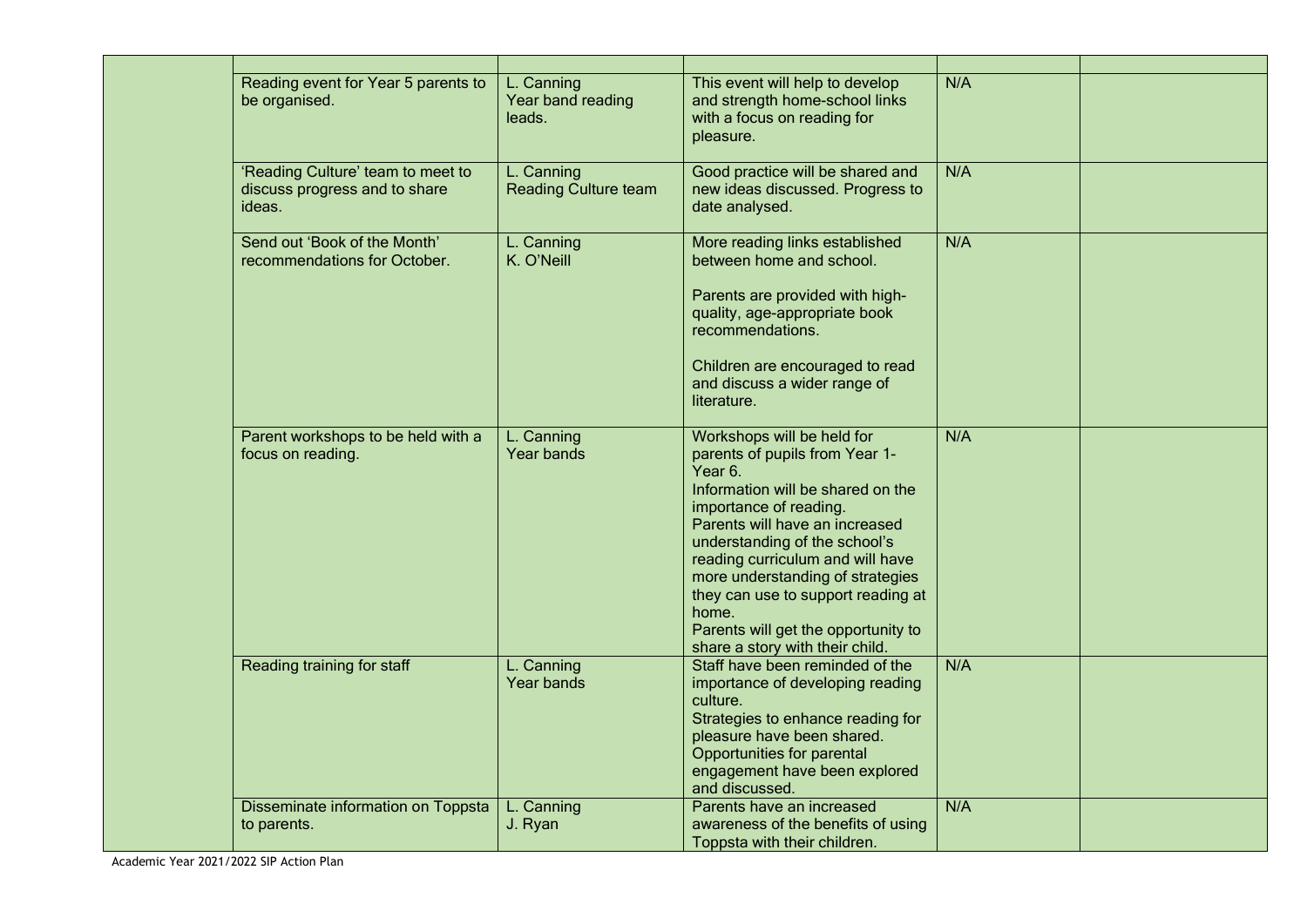| | | | | | |
|---|---|---|---|---|---|
| | | | | | |
| | Reading event for Year 5 parents to be organised. | L. Canning<br>Year band reading leads. | This event will help to develop and strength home-school links with a focus on reading for pleasure. | N/A | |
| | 'Reading Culture' team to meet to discuss progress and to share ideas. | L. Canning<br>Reading Culture team | Good practice will be shared and new ideas discussed. Progress to date analysed. | N/A | |
| | Send out 'Book of the Month' recommendations for October. | L. Canning<br>K. O'Neill | More reading links established between home and school.<br><br>Parents are provided with high-quality, age-appropriate book recommendations.<br><br>Children are encouraged to read and discuss a wider range of literature. | N/A | |
| | Parent workshops to be held with a focus on reading. | L. Canning<br>Year bands | Workshops will be held for parents of pupils from Year 1-Year 6.<br>Information will be shared on the importance of reading.<br>Parents will have an increased understanding of the school's reading curriculum and will have more understanding of strategies they can use to support reading at home.<br>Parents will get the opportunity to share a story with their child. | N/A | |
| | Reading training for staff | L. Canning<br>Year bands | Staff have been reminded of the importance of developing reading culture.<br>Strategies to enhance reading for pleasure have been shared.<br>Opportunities for parental engagement have been explored and discussed. | N/A | |
| | Disseminate information on Toppsta to parents. | L. Canning<br>J. Ryan | Parents have an increased awareness of the benefits of using Toppsta with their children. | N/A | |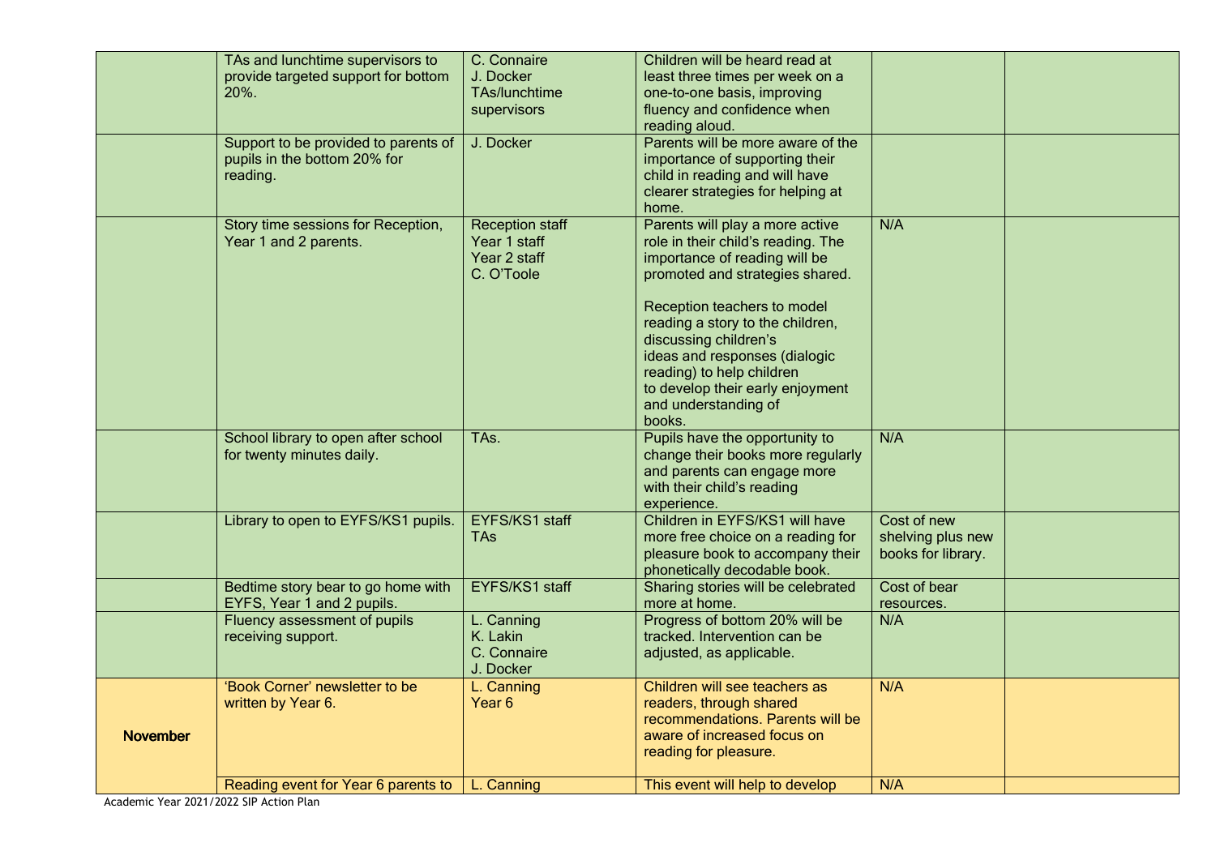| | | | | | |
|---|---|---|---|---|---|
| | TAs and lunchtime supervisors to provide targeted support for bottom 20%. | C. Connaire<br>J. Docker<br>TAs/lunchtime supervisors | Children will be heard read at least three times per week on a one-to-one basis, improving fluency and confidence when reading aloud. | | |
| | Support to be provided to parents of pupils in the bottom 20% for reading. | J. Docker | Parents will be more aware of the importance of supporting their child in reading and will have clearer strategies for helping at home. | | |
| | Story time sessions for Reception, Year 1 and 2 parents. | Reception staff<br>Year 1 staff<br>Year 2 staff<br>C. O'Toole | Parents will play a more active role in their child's reading. The importance of reading will be promoted and strategies shared.<br><br>Reception teachers to model reading a story to the children, discussing children's ideas and responses (dialogic reading) to help children to develop their early enjoyment and understanding of books. | N/A | |
| | School library to open after school for twenty minutes daily. | TAs. | Pupils have the opportunity to change their books more regularly and parents can engage more with their child's reading experience. | N/A | |
| | Library to open to EYFS/KS1 pupils. | EYFS/KS1 staff<br>TAs | Children in EYFS/KS1 will have more free choice on a reading for pleasure book to accompany their phonetically decodable book. | Cost of new shelving plus new books for library. | |
| | Bedtime story bear to go home with EYFS, Year 1 and 2 pupils. | EYFS/KS1 staff | Sharing stories will be celebrated more at home. | Cost of bear resources. | |
| | Fluency assessment of pupils receiving support. | L. Canning<br>K. Lakin<br>C. Connaire<br>J. Docker | Progress of bottom 20% will be tracked. Intervention can be adjusted, as applicable. | N/A | |
| **November** | 'Book Corner' newsletter to be written by Year 6. | L. Canning<br>Year 6 | Children will see teachers as readers, through shared recommendations. Parents will be aware of increased focus on reading for pleasure. | N/A | |
| | Reading event for Year 6 parents to | L. Canning | This event will help to develop | N/A | |

Academic Year 2021/2022 SIP Action Plan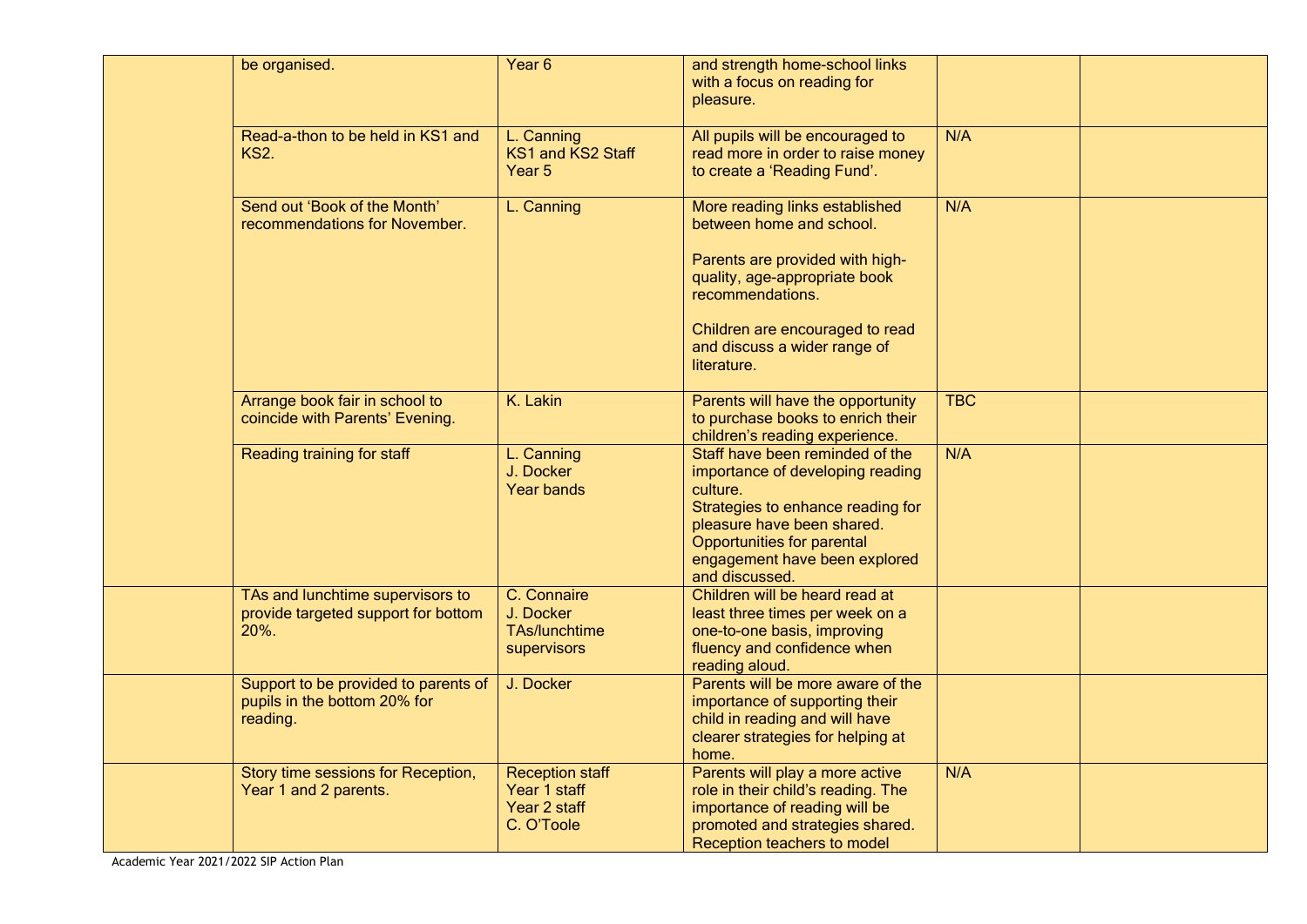| | | | | | |
|---|---|---|---|---|---|
| | be organised. | Year 6 | and strength home-school links with a focus on reading for pleasure. | | |
| | Read-a-thon to be held in KS1 and KS2. | L. Canning<br>KS1 and KS2 Staff<br>Year 5 | All pupils will be encouraged to read more in order to raise money to create a 'Reading Fund'. | N/A | |
| | Send out 'Book of the Month' recommendations for November. | L. Canning | More reading links established between home and school.<br><br>Parents are provided with high-quality, age-appropriate book recommendations.<br><br>Children are encouraged to read and discuss a wider range of literature. | N/A | |
| | Arrange book fair in school to coincide with Parents' Evening. | K. Lakin | Parents will have the opportunity to purchase books to enrich their children's reading experience. | TBC | |
| | Reading training for staff | L. Canning<br>J. Docker<br>Year bands | Staff have been reminded of the importance of developing reading culture.<br>Strategies to enhance reading for pleasure have been shared.<br>Opportunities for parental engagement have been explored and discussed. | N/A | |
| | TAs and lunchtime supervisors to provide targeted support for bottom 20%. | C. Connaire<br>J. Docker<br>TAs/lunchtime supervisors | Children will be heard read at least three times per week on a one-to-one basis, improving fluency and confidence when reading aloud. | | |
| | Support to be provided to parents of pupils in the bottom 20% for reading. | J. Docker | Parents will be more aware of the importance of supporting their child in reading and will have clearer strategies for helping at home. | | |
| | Story time sessions for Reception, Year 1 and 2 parents. | Reception staff<br>Year 1 staff<br>Year 2 staff<br>C. O'Toole | Parents will play a more active role in their child's reading. The importance of reading will be promoted and strategies shared. Reception teachers to model | N/A | |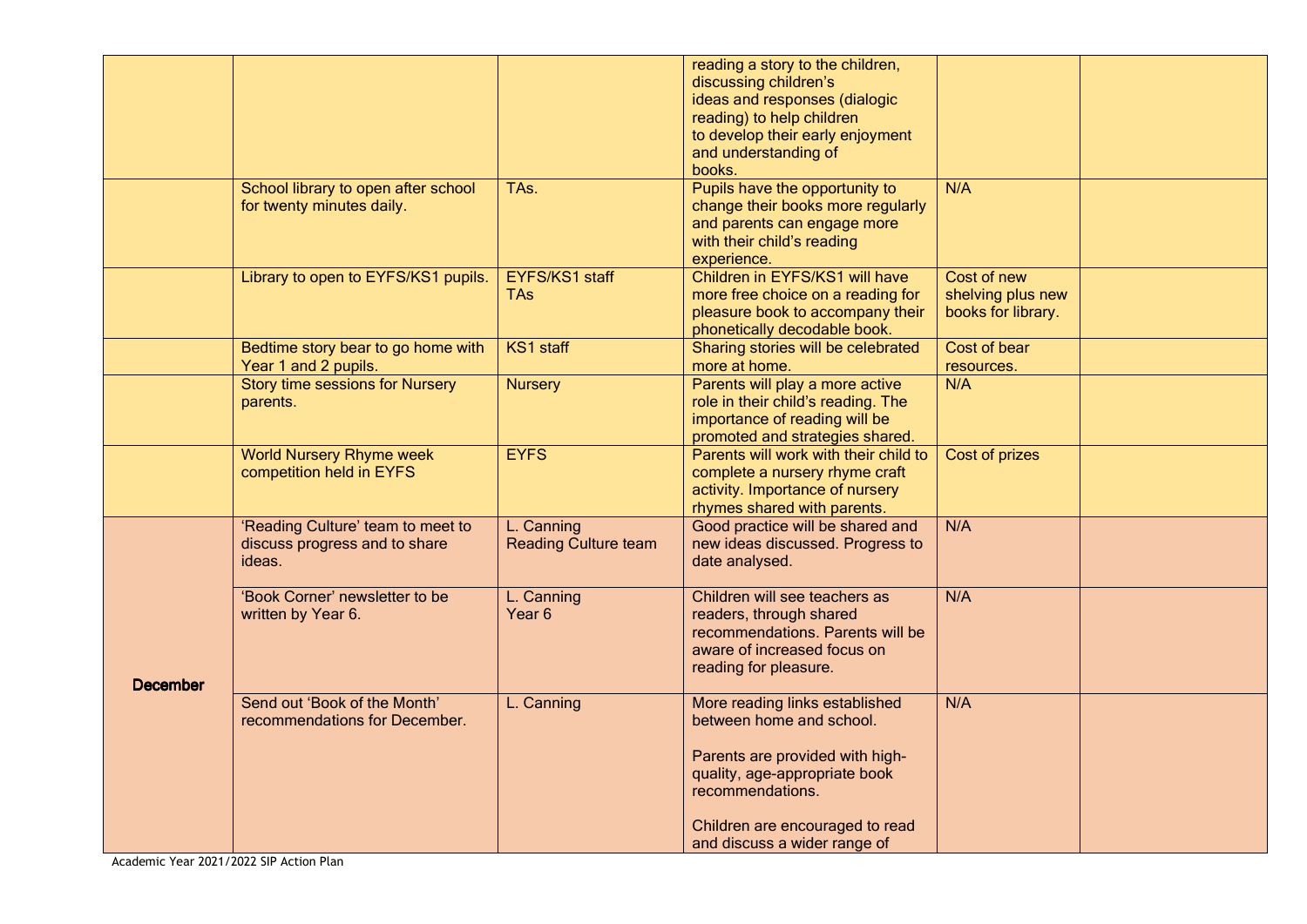| | | | | | |
|---|---|---|---|---|---|
| | | | reading a story to the children, discussing children's ideas and responses (dialogic reading) to help children to develop their early enjoyment and understanding of books. | | |
| | School library to open after school for twenty minutes daily. | TAs. | Pupils have the opportunity to change their books more regularly and parents can engage more with their child's reading experience. | N/A | |
| | Library to open to EYFS/KS1 pupils. | EYFS/KS1 staff TAs | Children in EYFS/KS1 will have more free choice on a reading for pleasure book to accompany their phonetically decodable book. | Cost of new shelving plus new books for library. | |
| | Bedtime story bear to go home with Year 1 and 2 pupils. | KS1 staff | Sharing stories will be celebrated more at home. | Cost of bear resources. | |
| | Story time sessions for Nursery parents. | Nursery | Parents will play a more active role in their child's reading. The importance of reading will be promoted and strategies shared. | N/A | |
| | World Nursery Rhyme week competition held in EYFS | EYFS | Parents will work with their child to complete a nursery rhyme craft activity. Importance of nursery rhymes shared with parents. | Cost of prizes | |
| **December** | 'Reading Culture' team to meet to discuss progress and to share ideas. | L. Canning Reading Culture team | Good practice will be shared and new ideas discussed. Progress to date analysed. | N/A | |
| | 'Book Corner' newsletter to be written by Year 6. | L. Canning Year 6 | Children will see teachers as readers, through shared recommendations. Parents will be aware of increased focus on reading for pleasure. | N/A | |
| | Send out 'Book of the Month' recommendations for December. | L. Canning | More reading links established between home and school.<br><br>Parents are provided with high-quality, age-appropriate book recommendations.<br><br>Children are encouraged to read and discuss a wider range of | N/A | |

Academic Year 2021/2022 SIP Action Plan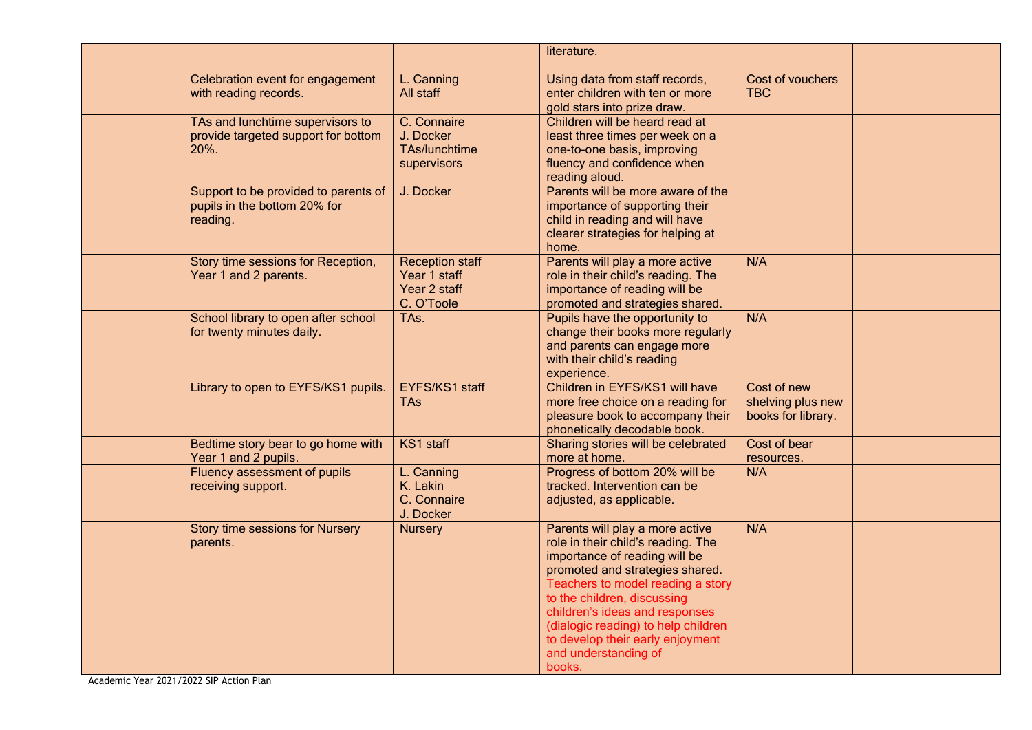| | | | | | |
|---|---|---|---|---|---|
| | | | literature. | | |
| | Celebration event for engagement with reading records. | L. Canning<br>All staff | Using data from staff records, enter children with ten or more gold stars into prize draw. | Cost of vouchers TBC | |
| | TAs and lunchtime supervisors to provide targeted support for bottom 20%. | C. Connaire<br>J. Docker<br>TAs/lunchtime supervisors | Children will be heard read at least three times per week on a one-to-one basis, improving fluency and confidence when reading aloud. | | |
| | Support to be provided to parents of pupils in the bottom 20% for reading. | J. Docker | Parents will be more aware of the importance of supporting their child in reading and will have clearer strategies for helping at home. | | |
| | Story time sessions for Reception, Year 1 and 2 parents. | Reception staff<br>Year 1 staff<br>Year 2 staff<br>C. O'Toole | Parents will play a more active role in their child's reading. The importance of reading will be promoted and strategies shared. | N/A | |
| | School library to open after school for twenty minutes daily. | TAs. | Pupils have the opportunity to change their books more regularly and parents can engage more with their child's reading experience. | N/A | |
| | Library to open to EYFS/KS1 pupils. | EYFS/KS1 staff<br>TAs | Children in EYFS/KS1 will have more free choice on a reading for pleasure book to accompany their phonetically decodable book. | Cost of new shelving plus new books for library. | |
| | Bedtime story bear to go home with Year 1 and 2 pupils. | KS1 staff | Sharing stories will be celebrated more at home. | Cost of bear resources. | |
| | Fluency assessment of pupils receiving support. | L. Canning<br>K. Lakin<br>C. Connaire<br>J. Docker | Progress of bottom 20% will be tracked. Intervention can be adjusted, as applicable. | N/A | |
| | Story time sessions for Nursery parents. | Nursery | Parents will play a more active role in their child's reading. The importance of reading will be promoted and strategies shared. Teachers to model reading a story to the children, discussing children's ideas and responses (dialogic reading) to help children to develop their early enjoyment and understanding of books. | N/A | |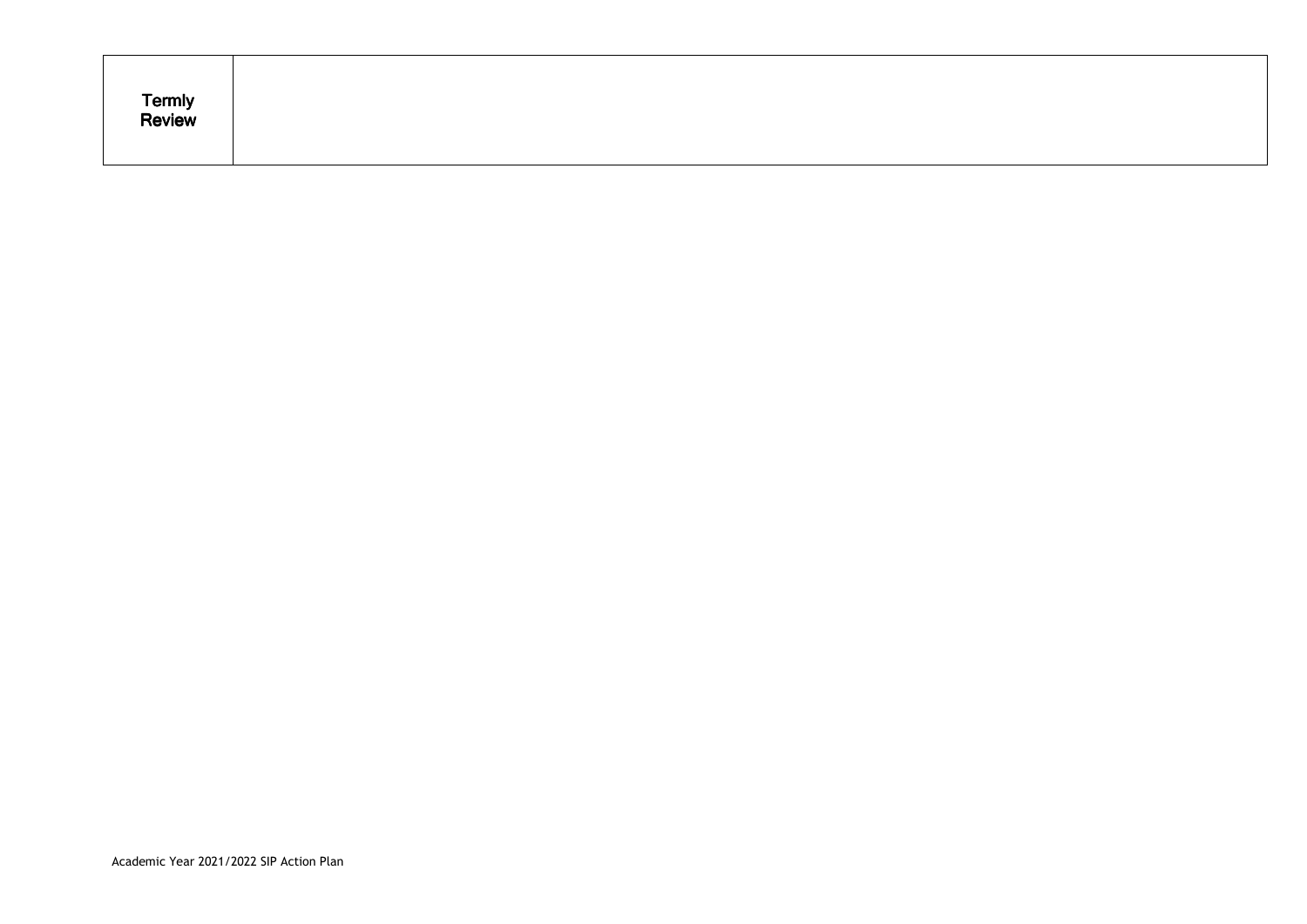| Termly Review | |
|---|---|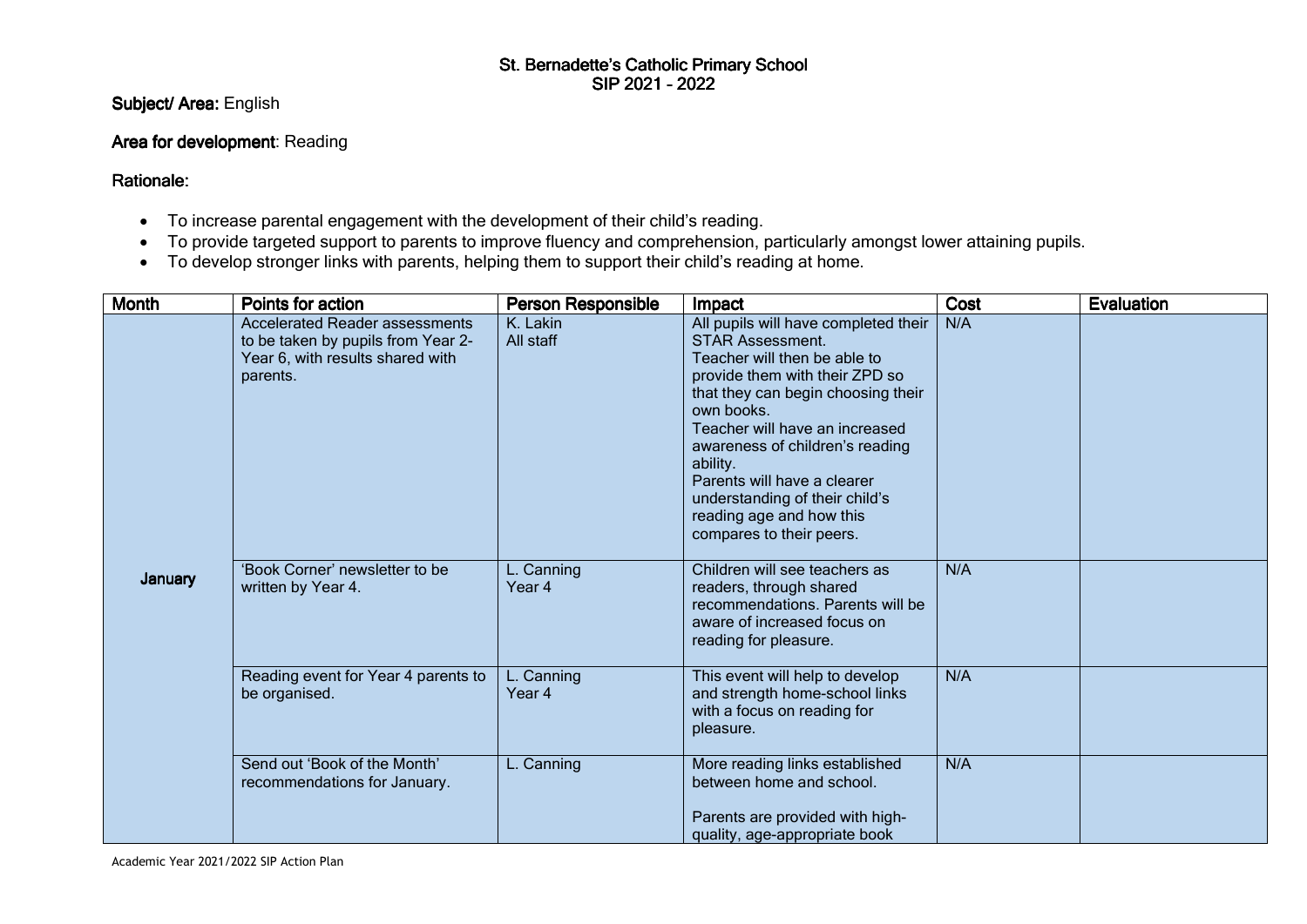# St. Bernadette's Catholic Primary School
## SIP 2021 - 2022

**Subject/ Area:** English

**Area for development**: Reading

**Rationale:**

- To increase parental engagement with the development of their child's reading.
- To provide targeted support to parents to improve fluency and comprehension, particularly amongst lower attaining pupils.
- To develop stronger links with parents, helping them to support their child's reading at home.

| Month | Points for action | Person Responsible | Impact | Cost | Evaluation |
|---|---|---|---|---|---|
| January | Accelerated Reader assessments to be taken by pupils from Year 2-Year 6, with results shared with parents. | K. Lakin<br>All staff | All pupils will have completed their STAR Assessment.<br>Teacher will then be able to provide them with their ZPD so that they can begin choosing their own books.<br>Teacher will have an increased awareness of children's reading ability.<br>Parents will have a clearer understanding of their child's reading age and how this compares to their peers. | N/A | |
| | 'Book Corner' newsletter to be written by Year 4. | L. Canning<br>Year 4 | Children will see teachers as readers, through shared recommendations. Parents will be aware of increased focus on reading for pleasure. | N/A | |
| | Reading event for Year 4 parents to be organised. | L. Canning<br>Year 4 | This event will help to develop and strength home-school links with a focus on reading for pleasure. | N/A | |
| | Send out 'Book of the Month' recommendations for January. | L. Canning | More reading links established between home and school.<br><br>Parents are provided with high-quality, age-appropriate book | N/A | |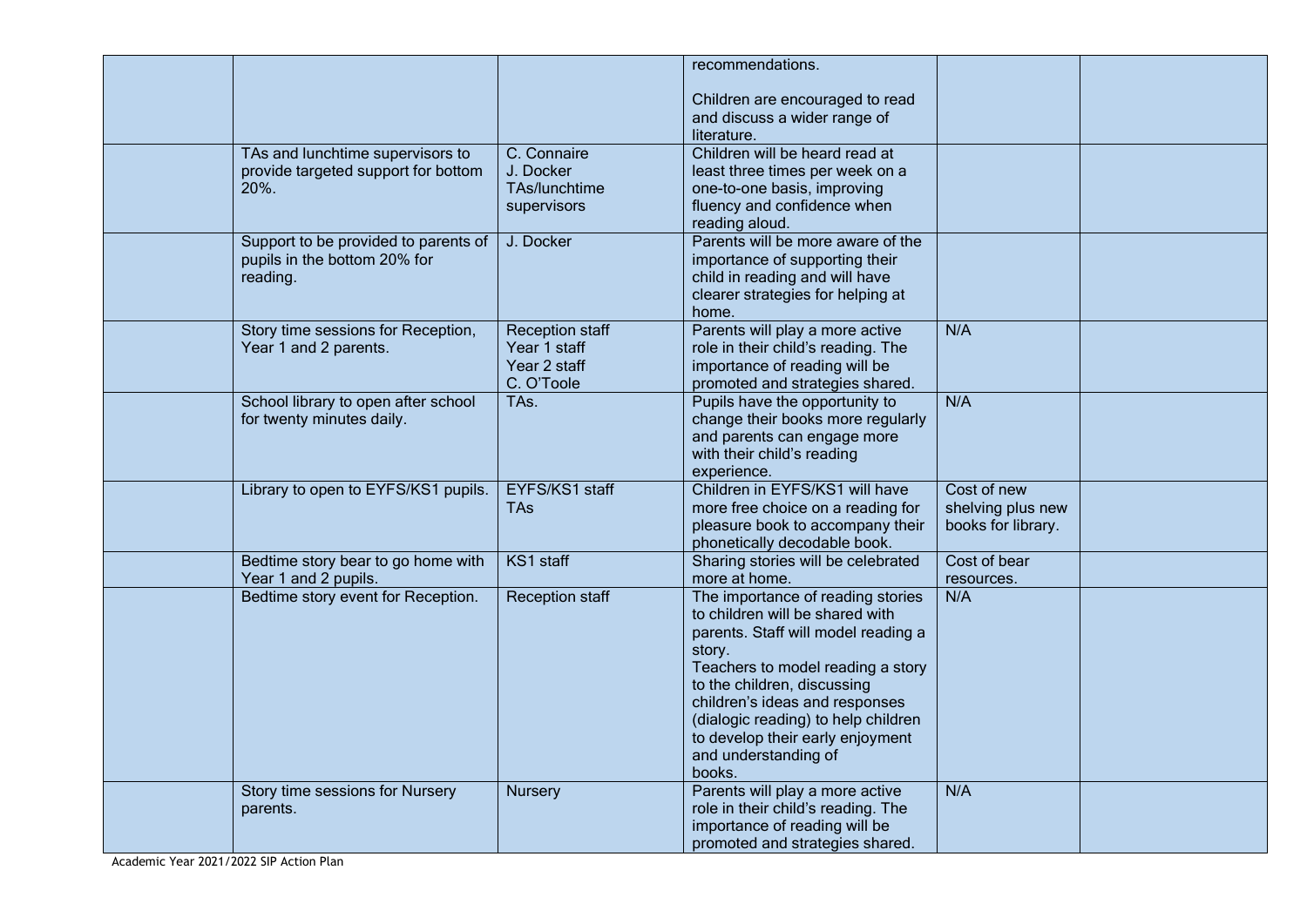| | | | | | |
|---|---|---|---|---|---|
| | | | recommendations.<br><br>Children are encouraged to read and discuss a wider range of literature. | | |
| | TAs and lunchtime supervisors to provide targeted support for bottom 20%. | C. Connaire<br>J. Docker<br>TAs/lunchtime supervisors | Children will be heard read at least three times per week on a one-to-one basis, improving fluency and confidence when reading aloud. | | |
| | Support to be provided to parents of pupils in the bottom 20% for reading. | J. Docker | Parents will be more aware of the importance of supporting their child in reading and will have clearer strategies for helping at home. | | |
| | Story time sessions for Reception, Year 1 and 2 parents. | Reception staff<br>Year 1 staff<br>Year 2 staff<br>C. O'Toole | Parents will play a more active role in their child's reading. The importance of reading will be promoted and strategies shared. | N/A | |
| | School library to open after school for twenty minutes daily. | TAs. | Pupils have the opportunity to change their books more regularly and parents can engage more with their child's reading experience. | N/A | |
| | Library to open to EYFS/KS1 pupils. | EYFS/KS1 staff<br>TAs | Children in EYFS/KS1 will have more free choice on a reading for pleasure book to accompany their phonetically decodable book. | Cost of new shelving plus new books for library. | |
| | Bedtime story bear to go home with Year 1 and 2 pupils. | KS1 staff | Sharing stories will be celebrated more at home. | Cost of bear resources. | |
| | Bedtime story event for Reception. | Reception staff | The importance of reading stories to children will be shared with parents. Staff will model reading a story.<br>Teachers to model reading a story to the children, discussing children's ideas and responses (dialogic reading) to help children to develop their early enjoyment and understanding of books. | N/A | |
| | Story time sessions for Nursery parents. | Nursery | Parents will play a more active role in their child's reading. The importance of reading will be promoted and strategies shared. | N/A | |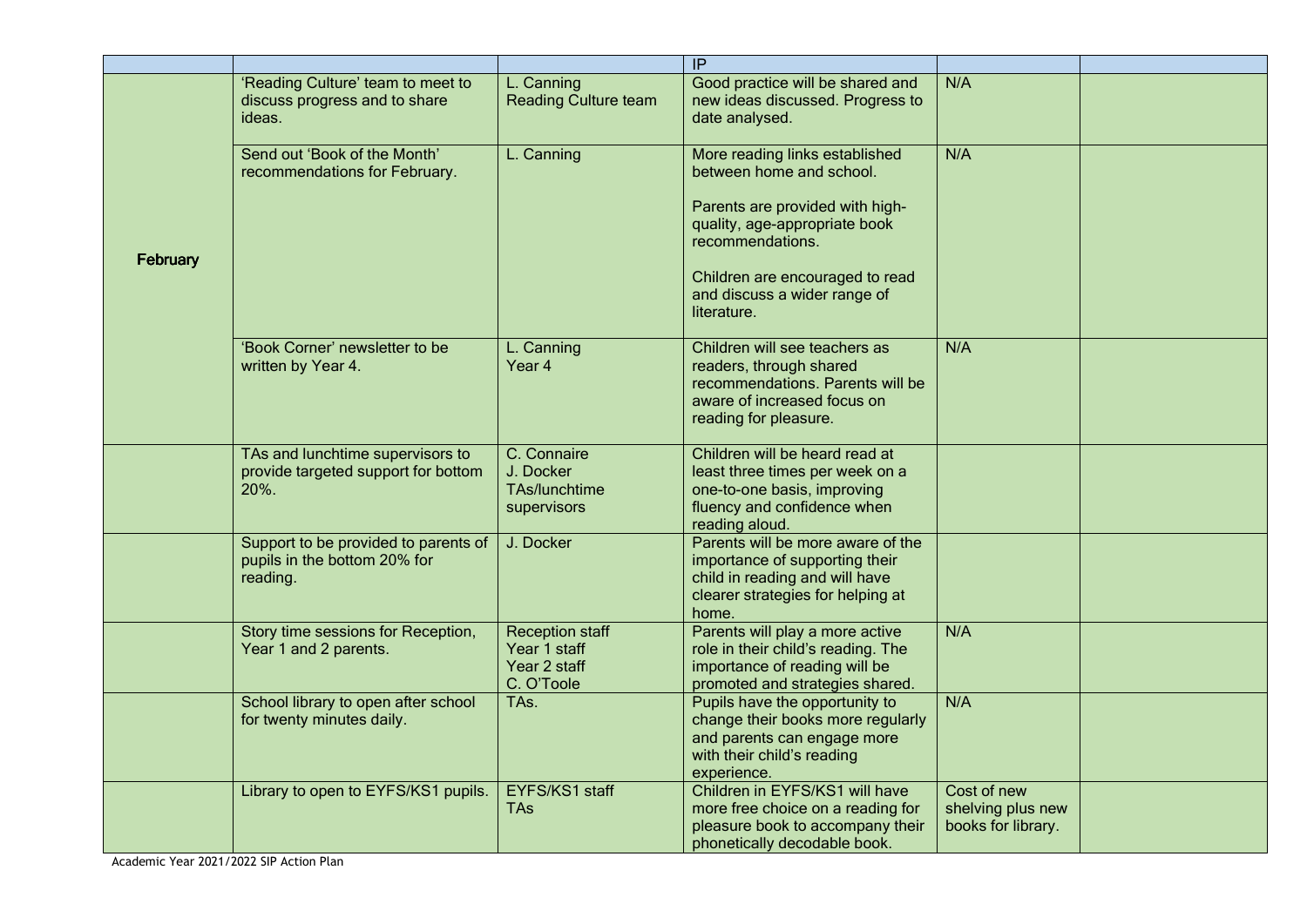| | | | IP | | |
|---|---|---|---|---|---|
| February | 'Reading Culture' team to meet to discuss progress and to share ideas. | L. Canning Reading Culture team | Good practice will be shared and new ideas discussed. Progress to date analysed. | N/A | |
| | Send out 'Book of the Month' recommendations for February. | L. Canning | More reading links established between home and school. Parents are provided with high-quality, age-appropriate book recommendations. Children are encouraged to read and discuss a wider range of literature. | N/A | |
| | 'Book Corner' newsletter to be written by Year 4. | L. Canning Year 4 | Children will see teachers as readers, through shared recommendations. Parents will be aware of increased focus on reading for pleasure. | N/A | |
| | TAs and lunchtime supervisors to provide targeted support for bottom 20%. | C. Connaire J. Docker TAs/lunchtime supervisors | Children will be heard read at least three times per week on a one-to-one basis, improving fluency and confidence when reading aloud. | | |
| | Support to be provided to parents of pupils in the bottom 20% for reading. | J. Docker | Parents will be more aware of the importance of supporting their child in reading and will have clearer strategies for helping at home. | | |
| | Story time sessions for Reception, Year 1 and 2 parents. | Reception staff Year 1 staff Year 2 staff C. O'Toole | Parents will play a more active role in their child's reading. The importance of reading will be promoted and strategies shared. | N/A | |
| | School library to open after school for twenty minutes daily. | TAs. | Pupils have the opportunity to change their books more regularly and parents can engage more with their child's reading experience. | N/A | |
| | Library to open to EYFS/KS1 pupils. | EYFS/KS1 staff TAs | Children in EYFS/KS1 will have more free choice on a reading for pleasure book to accompany their phonetically decodable book. | Cost of new shelving plus new books for library. | |

Academic Year 2021/2022 SIP Action Plan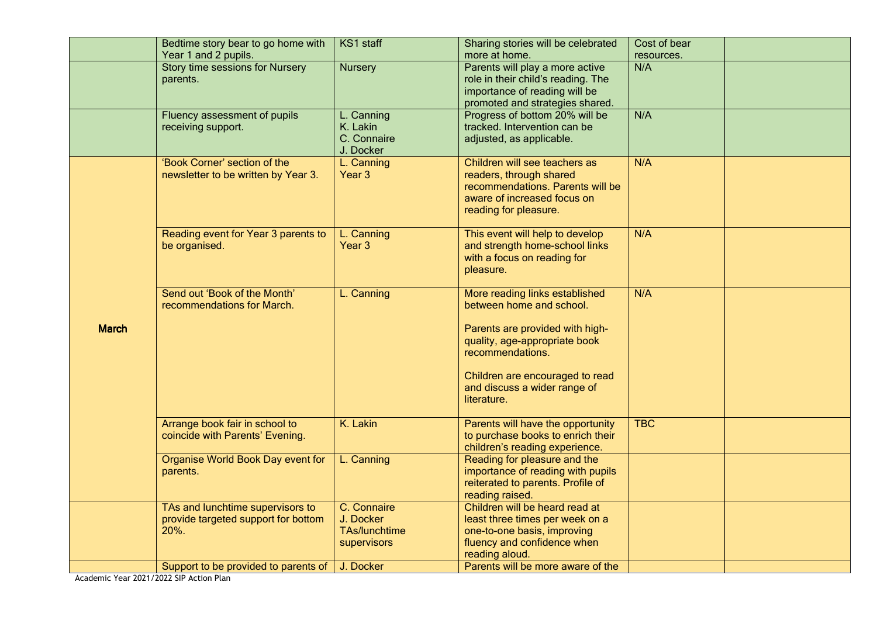| | | | | | |
|---|---|---|---|---|---|
| | Bedtime story bear to go home with Year 1 and 2 pupils. | KS1 staff | Sharing stories will be celebrated more at home. | Cost of bear resources. | |
| | Story time sessions for Nursery parents. | Nursery | Parents will play a more active role in their child's reading. The importance of reading will be promoted and strategies shared. | N/A | |
| | Fluency assessment of pupils receiving support. | L. Canning<br>K. Lakin<br>C. Connaire<br>J. Docker | Progress of bottom 20% will be tracked. Intervention can be adjusted, as applicable. | N/A | |
| March | 'Book Corner' section of the newsletter to be written by Year 3. | L. Canning<br>Year 3 | Children will see teachers as readers, through shared recommendations. Parents will be aware of increased focus on reading for pleasure. | N/A | |
| | Reading event for Year 3 parents to be organised. | L. Canning<br>Year 3 | This event will help to develop and strength home-school links with a focus on reading for pleasure. | N/A | |
| | Send out 'Book of the Month' recommendations for March. | L. Canning | More reading links established between home and school.<br><br>Parents are provided with high-quality, age-appropriate book recommendations.<br><br>Children are encouraged to read and discuss a wider range of literature. | N/A | |
| | Arrange book fair in school to coincide with Parents' Evening. | K. Lakin | Parents will have the opportunity to purchase books to enrich their children's reading experience. | TBC | |
| | Organise World Book Day event for parents. | L. Canning | Reading for pleasure and the importance of reading with pupils reiterated to parents. Profile of reading raised. | | |
| | TAs and lunchtime supervisors to provide targeted support for bottom 20%. | C. Connaire<br>J. Docker<br>TAs/lunchtime supervisors | Children will be heard read at least three times per week on a one-to-one basis, improving fluency and confidence when reading aloud. | | |
| | Support to be provided to parents of | J. Docker | Parents will be more aware of the | | |

Academic Year 2021/2022 SIP Action Plan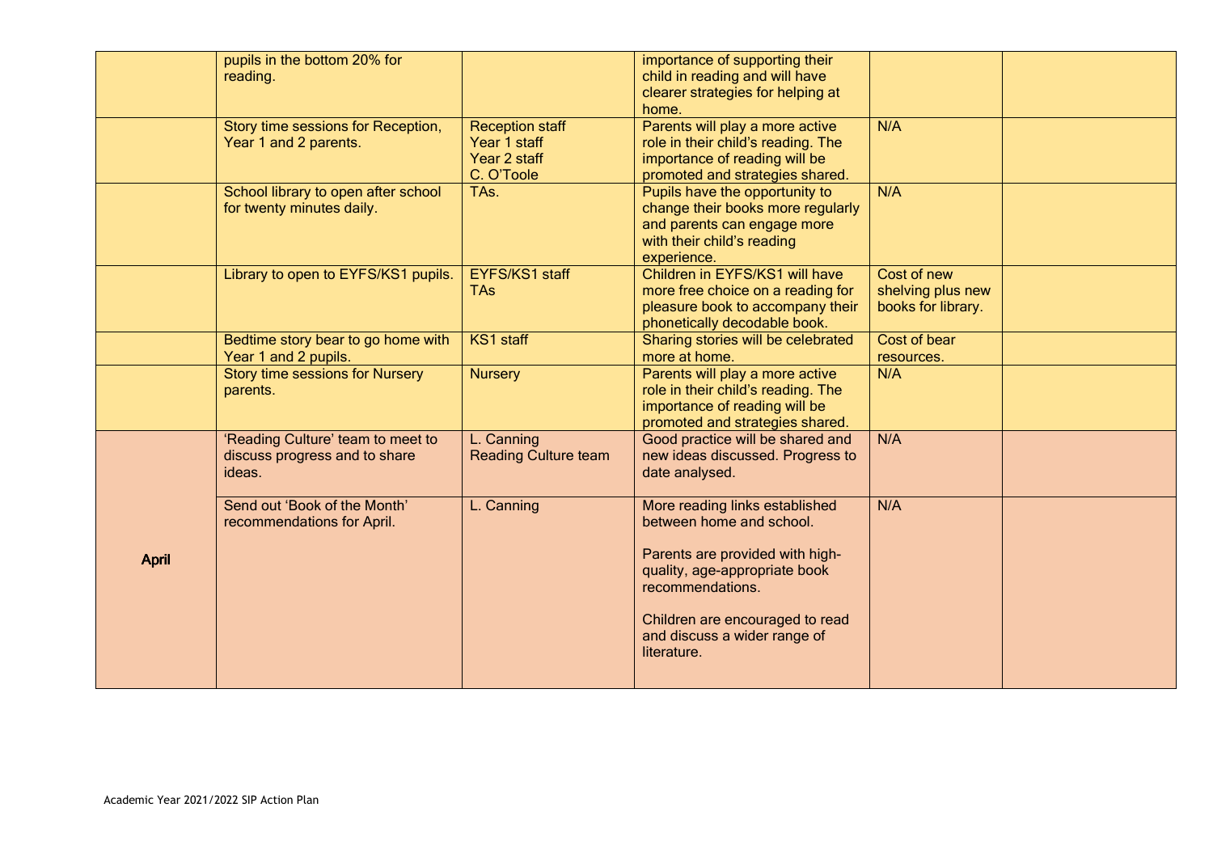| | | | | | |
|---|---|---|---|---|---|
| | pupils in the bottom 20% for reading. | | importance of supporting their child in reading and will have clearer strategies for helping at home. | | |
| | Story time sessions for Reception, Year 1 and 2 parents. | Reception staff<br>Year 1 staff<br>Year 2 staff<br>C. O'Toole | Parents will play a more active role in their child's reading. The importance of reading will be promoted and strategies shared. | N/A | |
| | School library to open after school for twenty minutes daily. | TAs. | Pupils have the opportunity to change their books more regularly and parents can engage more with their child's reading experience. | N/A | |
| | Library to open to EYFS/KS1 pupils. | EYFS/KS1 staff<br>TAs | Children in EYFS/KS1 will have more free choice on a reading for pleasure book to accompany their phonetically decodable book. | Cost of new shelving plus new books for library. | |
| | Bedtime story bear to go home with Year 1 and 2 pupils. | KS1 staff | Sharing stories will be celebrated more at home. | Cost of bear resources. | |
| | Story time sessions for Nursery parents. | Nursery | Parents will play a more active role in their child's reading. The importance of reading will be promoted and strategies shared. | N/A | |
| **April** | 'Reading Culture' team to meet to discuss progress and to share ideas. | L. Canning<br>Reading Culture team | Good practice will be shared and new ideas discussed. Progress to date analysed. | N/A | |
| | Send out 'Book of the Month' recommendations for April. | L. Canning | More reading links established between home and school.<br><br>Parents are provided with high-quality, age-appropriate book recommendations.<br><br>Children are encouraged to read and discuss a wider range of literature. | N/A | |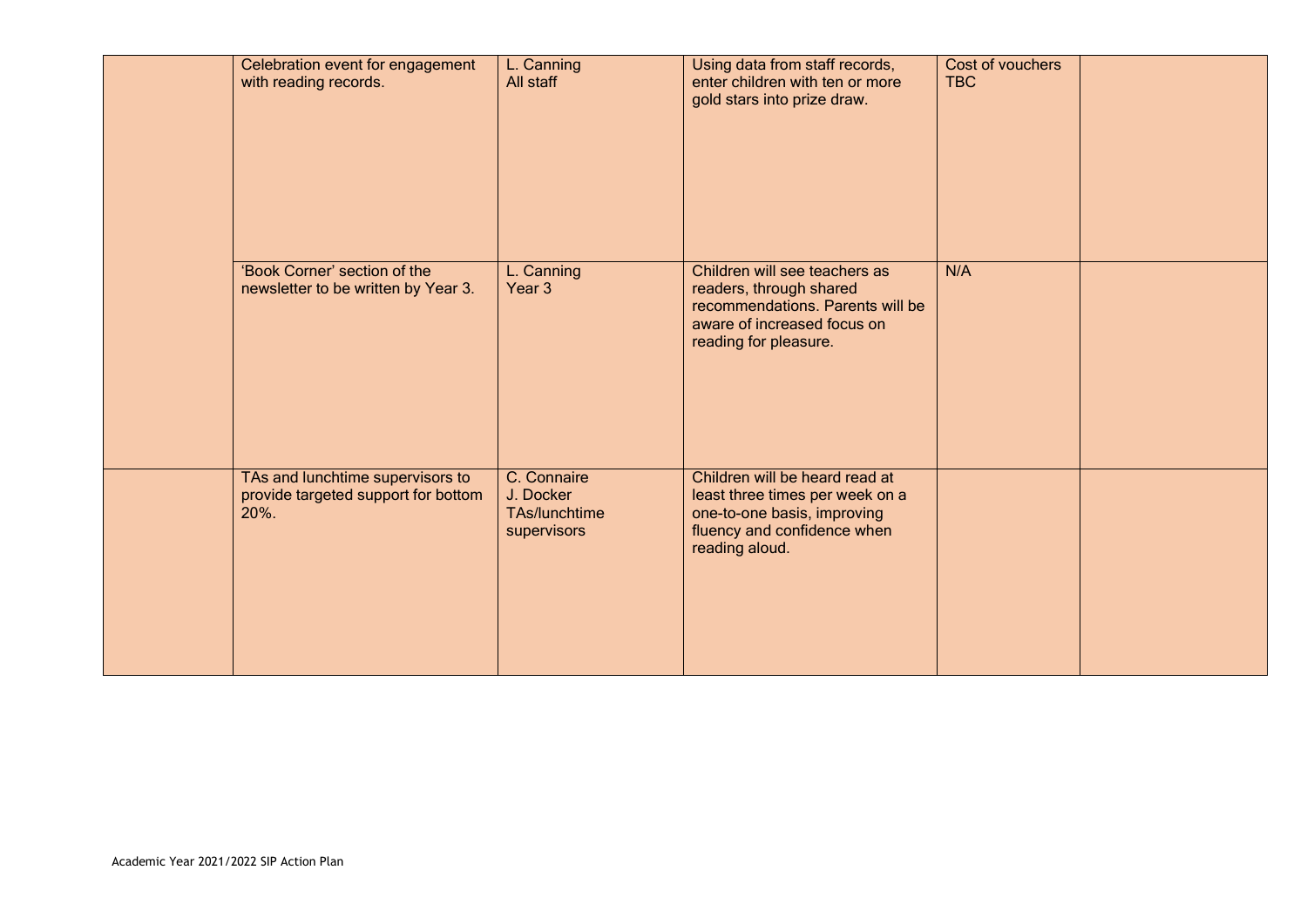| | | | | | |
|---|---|---|---|---|---|
| | Celebration event for engagement with reading records. | L. Canning<br>All staff | Using data from staff records, enter children with ten or more gold stars into prize draw. | Cost of vouchers TBC | |
| | 'Book Corner' section of the newsletter to be written by Year 3. | L. Canning<br>Year 3 | Children will see teachers as readers, through shared recommendations. Parents will be aware of increased focus on reading for pleasure. | N/A | |
| | TAs and lunchtime supervisors to provide targeted support for bottom 20%. | C. Connaire<br>J. Docker<br>TAs/lunchtime supervisors | Children will be heard read at least three times per week on a one-to-one basis, improving fluency and confidence when reading aloud. | | |

Academic Year 2021/2022 SIP Action Plan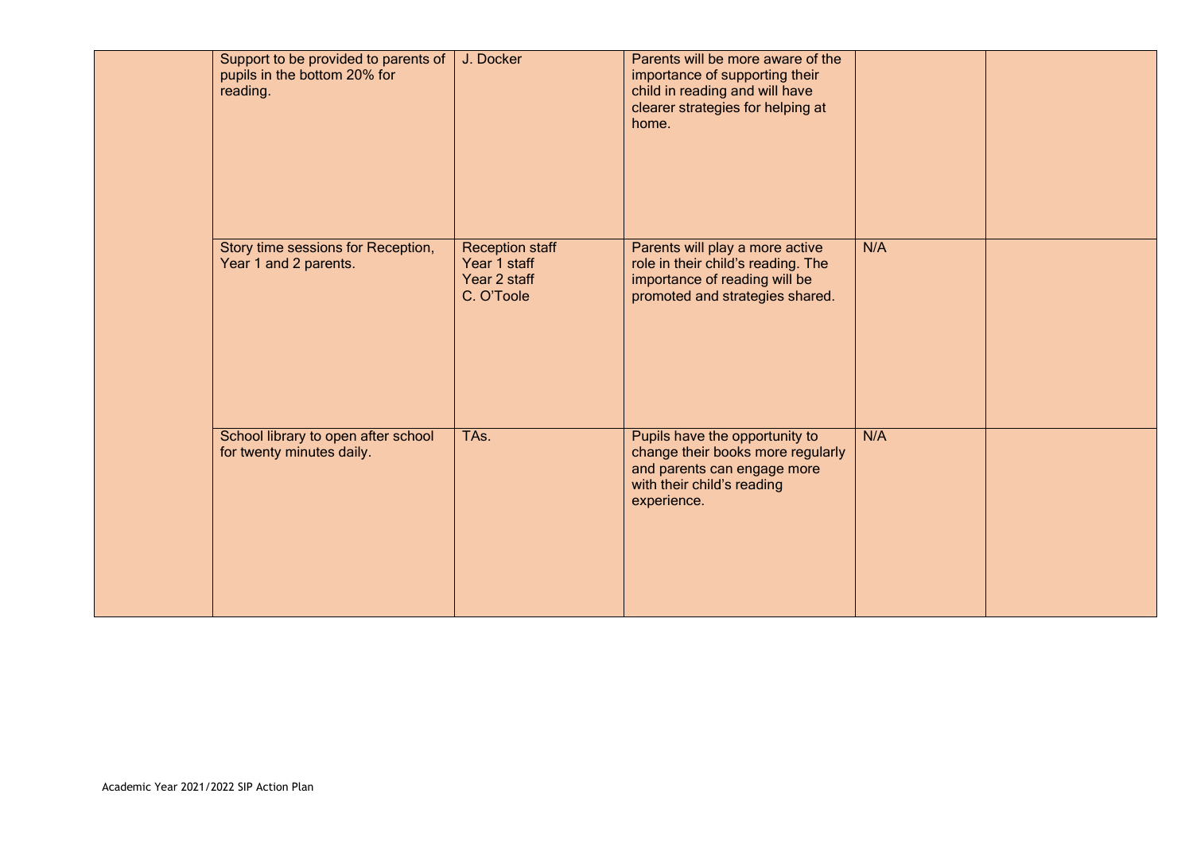| | | | | | |
|---|---|---|---|---|---|
| | Support to be provided to parents of pupils in the bottom 20% for reading. | J. Docker | Parents will be more aware of the importance of supporting their child in reading and will have clearer strategies for helping at home. | | |
| | Story time sessions for Reception, Year 1 and 2 parents. | Reception staff<br>Year 1 staff<br>Year 2 staff<br>C. O'Toole | Parents will play a more active role in their child's reading. The importance of reading will be promoted and strategies shared. | N/A | |
| | School library to open after school for twenty minutes daily. | TAs. | Pupils have the opportunity to change their books more regularly and parents can engage more with their child's reading experience. | N/A | |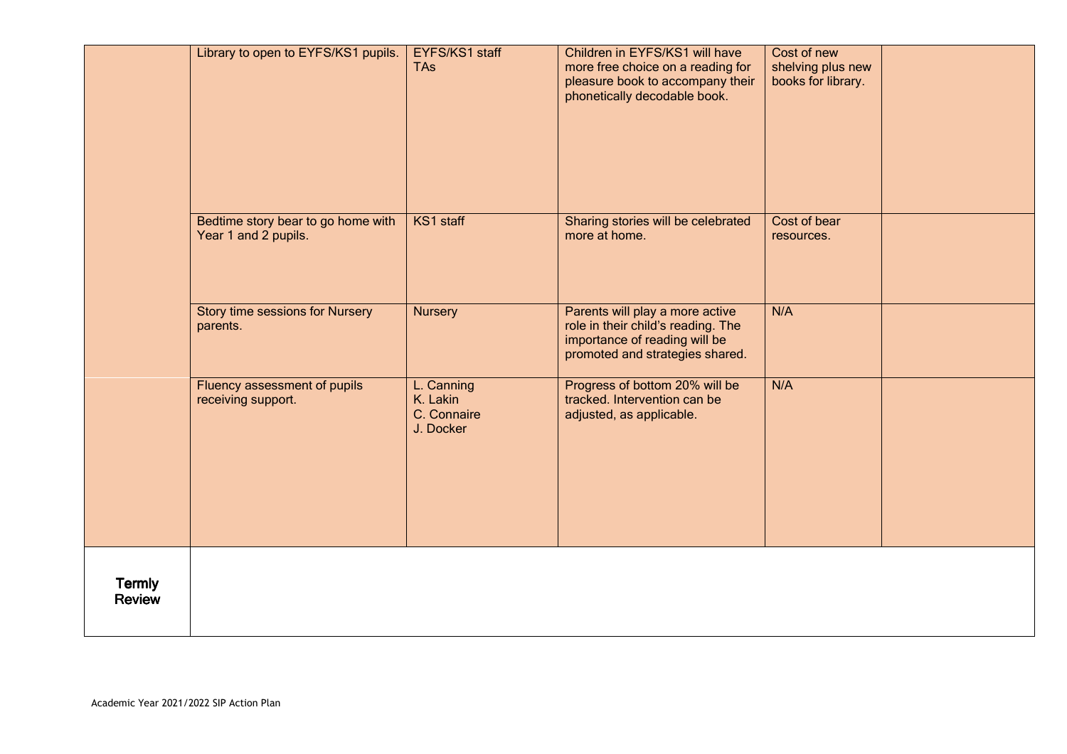| | | | | | |
|---|---|---|---|---|---|
| | Library to open to EYFS/KS1 pupils. | EYFS/KS1 staff<br>TAs | Children in EYFS/KS1 will have more free choice on a reading for pleasure book to accompany their phonetically decodable book. | Cost of new shelving plus new books for library. | |
| | Bedtime story bear to go home with Year 1 and 2 pupils. | KS1 staff | Sharing stories will be celebrated more at home. | Cost of bear resources. | |
| | Story time sessions for Nursery parents. | Nursery | Parents will play a more active role in their child's reading. The importance of reading will be promoted and strategies shared. | N/A | |
| | Fluency assessment of pupils receiving support. | L. Canning<br>K. Lakin<br>C. Connaire<br>J. Docker | Progress of bottom 20% will be tracked. Intervention can be adjusted, as applicable. | N/A | |
| **Termly Review** | | | | | |

Academic Year 2021/2022 SIP Action Plan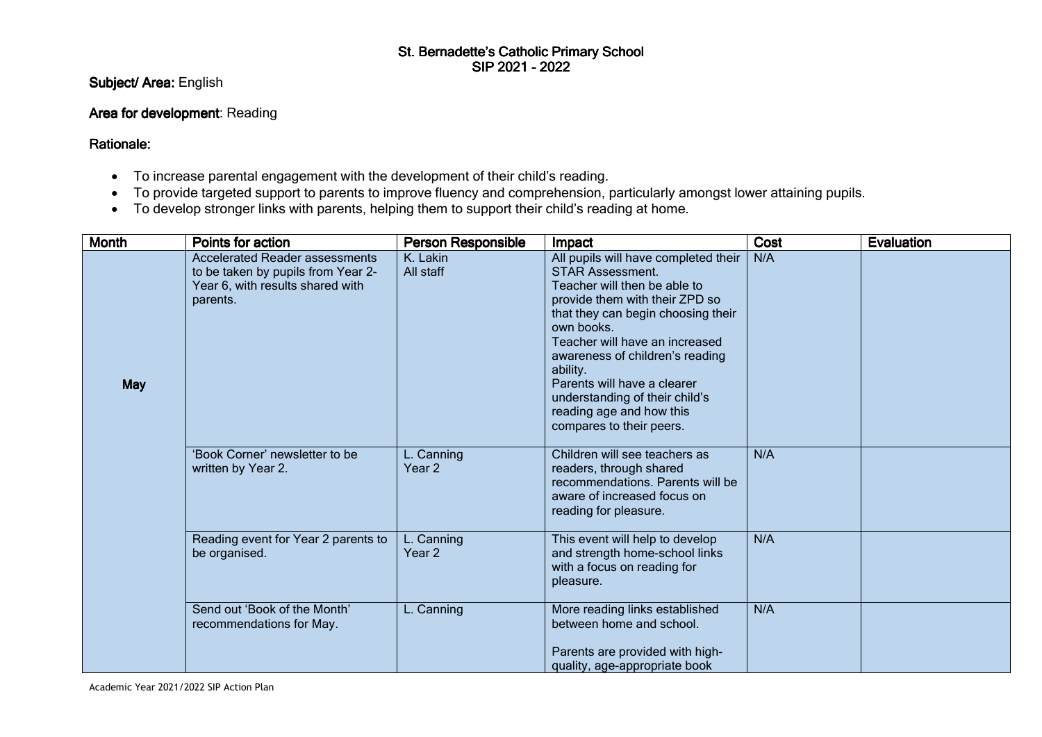St. Bernadette's Catholic Primary School
SIP 2021 - 2022

**Subject/ Area:** English

**Area for development**: Reading

**Rationale:**

- To increase parental engagement with the development of their child's reading.
- To provide targeted support to parents to improve fluency and comprehension, particularly amongst lower attaining pupils.
- To develop stronger links with parents, helping them to support their child's reading at home.

| Month | Points for action | Person Responsible | Impact | Cost | Evaluation |
|---|---|---|---|---|---|
| May | Accelerated Reader assessments to be taken by pupils from Year 2-Year 6, with results shared with parents. | K. Lakin<br>All staff | All pupils will have completed their STAR Assessment.<br>Teacher will then be able to provide them with their ZPD so that they can begin choosing their own books.<br>Teacher will have an increased awareness of children's reading ability.<br>Parents will have a clearer understanding of their child's reading age and how this compares to their peers. | N/A | |
| | 'Book Corner' newsletter to be written by Year 2. | L. Canning<br>Year 2 | Children will see teachers as readers, through shared recommendations. Parents will be aware of increased focus on reading for pleasure. | N/A | |
| | Reading event for Year 2 parents to be organised. | L. Canning<br>Year 2 | This event will help to develop and strength home-school links with a focus on reading for pleasure. | N/A | |
| | Send out 'Book of the Month' recommendations for May. | L. Canning | More reading links established between home and school.<br><br>Parents are provided with high-quality, age-appropriate book | N/A | |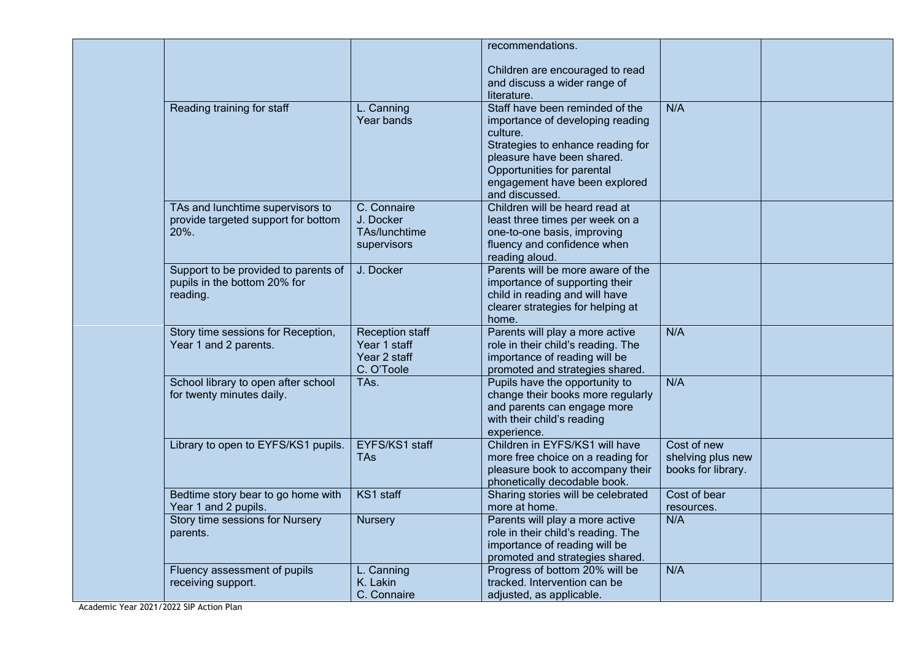| | | | | | |
|---|---|---|---|---|---|
| | | | recommendations.<br><br>Children are encouraged to read and discuss a wider range of literature. | | |
| | Reading training for staff | L. Canning<br>Year bands | Staff have been reminded of the importance of developing reading culture.<br>Strategies to enhance reading for pleasure have been shared.<br>Opportunities for parental engagement have been explored and discussed. | N/A | |
| | TAs and lunchtime supervisors to provide targeted support for bottom 20%. | C. Connaire<br>J. Docker<br>TAs/lunchtime supervisors | Children will be heard read at least three times per week on a one-to-one basis, improving fluency and confidence when reading aloud. | | |
| | Support to be provided to parents of pupils in the bottom 20% for reading. | J. Docker | Parents will be more aware of the importance of supporting their child in reading and will have clearer strategies for helping at home. | | |
| | Story time sessions for Reception, Year 1 and 2 parents. | Reception staff<br>Year 1 staff<br>Year 2 staff<br>C. O'Toole | Parents will play a more active role in their child's reading. The importance of reading will be promoted and strategies shared. | N/A | |
| | School library to open after school for twenty minutes daily. | TAs. | Pupils have the opportunity to change their books more regularly and parents can engage more with their child's reading experience. | N/A | |
| | Library to open to EYFS/KS1 pupils. | EYFS/KS1 staff<br>TAs | Children in EYFS/KS1 will have more free choice on a reading for pleasure book to accompany their phonetically decodable book. | Cost of new shelving plus new books for library. | |
| | Bedtime story bear to go home with Year 1 and 2 pupils. | KS1 staff | Sharing stories will be celebrated more at home. | Cost of bear resources. | |
| | Story time sessions for Nursery parents. | Nursery | Parents will play a more active role in their child's reading. The importance of reading will be promoted and strategies shared. | N/A | |
| | Fluency assessment of pupils receiving support. | L. Canning<br>K. Lakin<br>C. Connaire | Progress of bottom 20% will be tracked. Intervention can be adjusted, as applicable. | N/A | |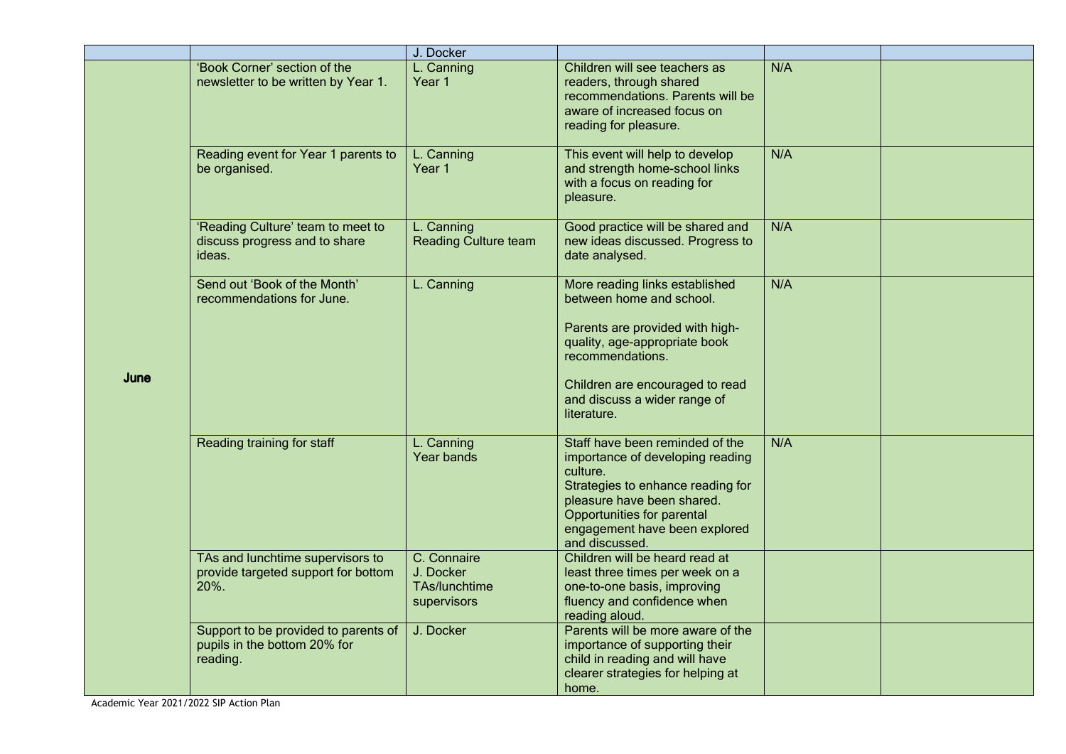|  |  | J. Docker |  |  |  |
|---|---|---|---|---|---|
| **June** | 'Book Corner' section of the newsletter to be written by Year 1. | L. Canning<br>Year 1 | Children will see teachers as readers, through shared recommendations. Parents will be aware of increased focus on reading for pleasure. | N/A |  |
|  | Reading event for Year 1 parents to be organised. | L. Canning<br>Year 1 | This event will help to develop and strength home-school links with a focus on reading for pleasure. | N/A |  |
|  | 'Reading Culture' team to meet to discuss progress and to share ideas. | L. Canning<br>Reading Culture team | Good practice will be shared and new ideas discussed. Progress to date analysed. | N/A |  |
|  | Send out 'Book of the Month' recommendations for June. | L. Canning | More reading links established between home and school.<br><br>Parents are provided with high-quality, age-appropriate book recommendations.<br><br>Children are encouraged to read and discuss a wider range of literature. | N/A |  |
|  | Reading training for staff | L. Canning<br>Year bands | Staff have been reminded of the importance of developing reading culture.<br>Strategies to enhance reading for pleasure have been shared.<br>Opportunities for parental engagement have been explored and discussed. | N/A |  |
|  | TAs and lunchtime supervisors to provide targeted support for bottom 20%. | C. Connaire<br>J. Docker<br>TAs/lunchtime supervisors | Children will be heard read at least three times per week on a one-to-one basis, improving fluency and confidence when reading aloud. |  |  |
|  | Support to be provided to parents of pupils in the bottom 20% for reading. | J. Docker | Parents will be more aware of the importance of supporting their child in reading and will have clearer strategies for helping at home. |  |  |

Academic Year 2021/2022 SIP Action Plan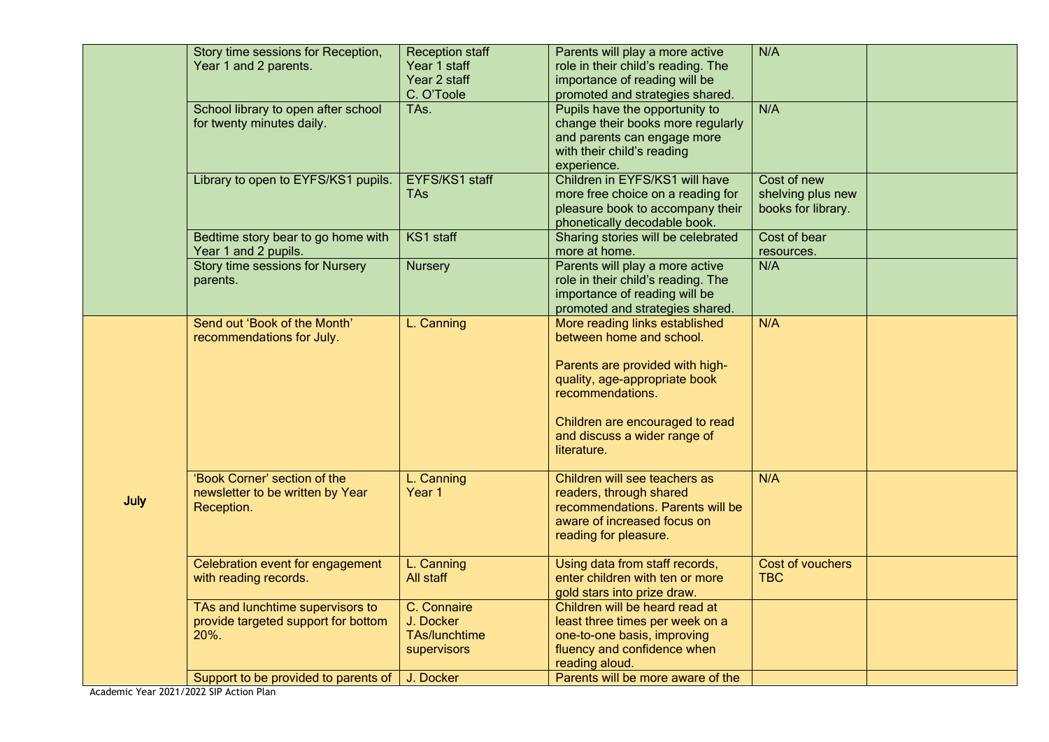| | | | | | |
|---|---|---|---|---|---|
| | Story time sessions for Reception, Year 1 and 2 parents. | Reception staff<br>Year 1 staff<br>Year 2 staff<br>C. O'Toole | Parents will play a more active role in their child's reading. The importance of reading will be promoted and strategies shared. | N/A | |
| | School library to open after school for twenty minutes daily. | TAs. | Pupils have the opportunity to change their books more regularly and parents can engage more with their child's reading experience. | N/A | |
| | Library to open to EYFS/KS1 pupils. | EYFS/KS1 staff<br>TAs | Children in EYFS/KS1 will have more free choice on a reading for pleasure book to accompany their phonetically decodable book. | Cost of new shelving plus new books for library. | |
| | Bedtime story bear to go home with Year 1 and 2 pupils. | KS1 staff | Sharing stories will be celebrated more at home. | Cost of bear resources. | |
| | Story time sessions for Nursery parents. | Nursery | Parents will play a more active role in their child's reading. The importance of reading will be promoted and strategies shared. | N/A | |
| July | Send out 'Book of the Month' recommendations for July. | L. Canning | More reading links established between home and school.<br><br>Parents are provided with high-quality, age-appropriate book recommendations.<br><br>Children are encouraged to read and discuss a wider range of literature. | N/A | |
| | 'Book Corner' section of the newsletter to be written by Year Reception. | L. Canning<br>Year 1 | Children will see teachers as readers, through shared recommendations. Parents will be aware of increased focus on reading for pleasure. | N/A | |
| | Celebration event for engagement with reading records. | L. Canning<br>All staff | Using data from staff records, enter children with ten or more gold stars into prize draw. | Cost of vouchers TBC | |
| | TAs and lunchtime supervisors to provide targeted support for bottom 20%. | C. Connaire<br>J. Docker<br>TAs/lunchtime supervisors | Children will be heard read at least three times per week on a one-to-one basis, improving fluency and confidence when reading aloud. | | |
| | Support to be provided to parents of | J. Docker | Parents will be more aware of the | | |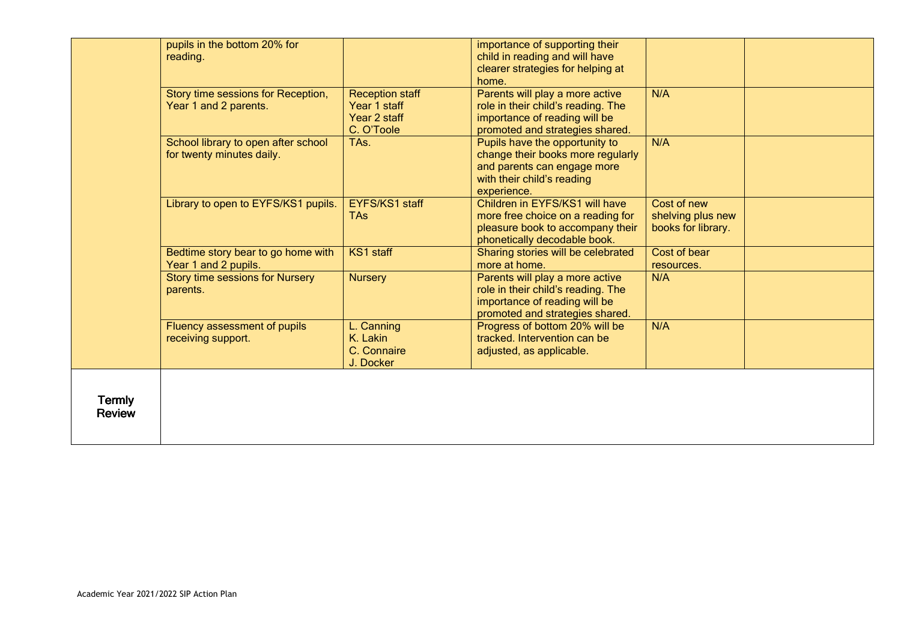| | | | | | |
|---|---|---|---|---|---|
| | pupils in the bottom 20% for reading. | | importance of supporting their child in reading and will have clearer strategies for helping at home. | | |
| | Story time sessions for Reception, Year 1 and 2 parents. | Reception staff<br>Year 1 staff<br>Year 2 staff<br>C. O'Toole | Parents will play a more active role in their child's reading. The importance of reading will be promoted and strategies shared. | N/A | |
| | School library to open after school for twenty minutes daily. | TAs. | Pupils have the opportunity to change their books more regularly and parents can engage more with their child's reading experience. | N/A | |
| | Library to open to EYFS/KS1 pupils. | EYFS/KS1 staff<br>TAs | Children in EYFS/KS1 will have more free choice on a reading for pleasure book to accompany their phonetically decodable book. | Cost of new shelving plus new books for library. | |
| | Bedtime story bear to go home with Year 1 and 2 pupils. | KS1 staff | Sharing stories will be celebrated more at home. | Cost of bear resources. | |
| | Story time sessions for Nursery parents. | Nursery | Parents will play a more active role in their child's reading. The importance of reading will be promoted and strategies shared. | N/A | |
| | Fluency assessment of pupils receiving support. | L. Canning<br>K. Lakin<br>C. Connaire<br>J. Docker | Progress of bottom 20% will be tracked. Intervention can be adjusted, as applicable. | N/A | |
| **Termly Review** | | | | | |